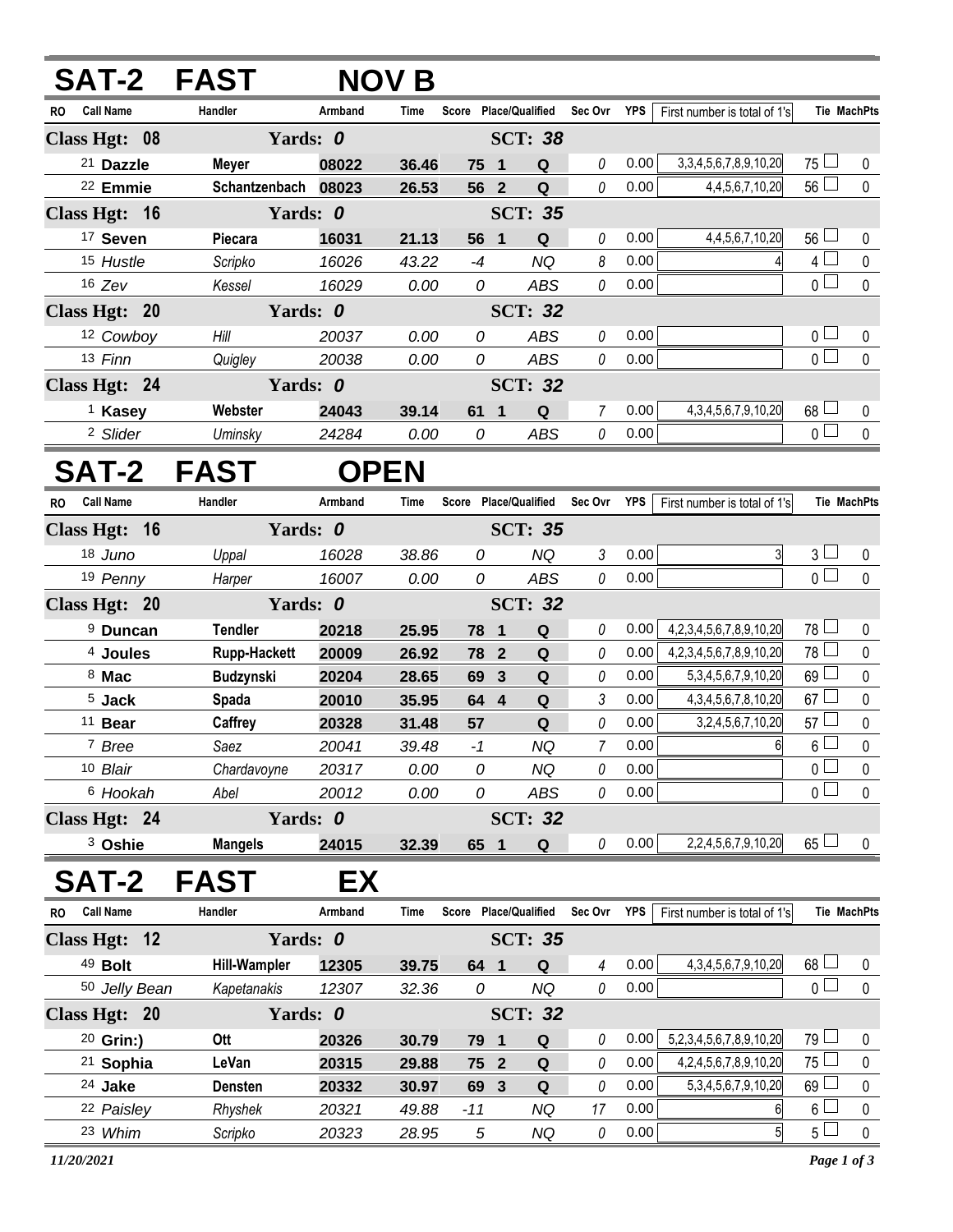## SAT-2 FAST NOV B

| RO | Call Name | Handler | Armband | Time | Score | Place/Qualified | | Sec Ovr | YPS | First number is total of 1's | Tie | MachPts |
|---|---|---|---|---|---|---|---|---|---|---|---|---|
| **Class Hgt: 08** | | **Yards: 0** | | | | **SCT: 38** | | | | | | |
| 21 | **Dazzle** | **Meyer** | **08022** | **36.46** | **75** | **1** | **Q** | 0 | 0.00 | 3,3,4,5,6,7,8,9,10,20 | 75 | 0 |
| 22 | **Emmie** | **Schantzenbach** | **08023** | **26.53** | **56** | **2** | **Q** | 0 | 0.00 | 4,4,5,6,7,10,20 | 56 | 0 |
| **Class Hgt: 16** | | **Yards: 0** | | | | **SCT: 35** | | | | | | |
| 17 | **Seven** | **Piecara** | **16031** | **21.13** | **56** | **1** | **Q** | 0 | 0.00 | 4,4,5,6,7,10,20 | 56 | 0 |
| 15 | *Hustle* | *Scripko* | *16026* | *43.22* | *-4* | | *NQ* | 8 | 0.00 | 4 | 4 | 0 |
| 16 | *Zev* | *Kessel* | *16029* | *0.00* | *0* | | *ABS* | 0 | 0.00 | | 0 | 0 |
| **Class Hgt: 20** | | **Yards: 0** | | | | **SCT: 32** | | | | | | |
| 12 | *Cowboy* | *Hill* | *20037* | *0.00* | *0* | | *ABS* | 0 | 0.00 | | 0 | 0 |
| 13 | *Finn* | *Quigley* | *20038* | *0.00* | *0* | | *ABS* | 0 | 0.00 | | 0 | 0 |
| **Class Hgt: 24** | | **Yards: 0** | | | | **SCT: 32** | | | | | | |
| 1 | **Kasey** | **Webster** | **24043** | **39.14** | **61** | **1** | **Q** | 7 | 0.00 | 4,3,4,5,6,7,9,10,20 | 68 | 0 |
| 2 | *Slider* | *Uminsky* | *24284* | *0.00* | *0* | | *ABS* | 0 | 0.00 | | 0 | 0 |

## SAT-2 FAST OPEN

| RO | Call Name | Handler | Armband | Time | Score | Place/Qualified | | Sec Ovr | YPS | First number is total of 1's | Tie | MachPts |
|---|---|---|---|---|---|---|---|---|---|---|---|---|
| **Class Hgt: 16** | | **Yards: 0** | | | | **SCT: 35** | | | | | | |
| 18 | *Juno* | *Uppal* | *16028* | *38.86* | *0* | | *NQ* | 3 | 0.00 | 3 | 3 | 0 |
| 19 | *Penny* | *Harper* | *16007* | *0.00* | *0* | | *ABS* | 0 | 0.00 | | 0 | 0 |
| **Class Hgt: 20** | | **Yards: 0** | | | | **SCT: 32** | | | | | | |
| 9 | **Duncan** | **Tendler** | **20218** | **25.95** | **78** | **1** | **Q** | 0 | 0.00 | 4,2,3,4,5,6,7,8,9,10,20 | 78 | 0 |
| 4 | **Joules** | **Rupp-Hackett** | **20009** | **26.92** | **78** | **2** | **Q** | 0 | 0.00 | 4,2,3,4,5,6,7,8,9,10,20 | 78 | 0 |
| 8 | **Mac** | **Budzynski** | **20204** | **28.65** | **69** | **3** | **Q** | 0 | 0.00 | 5,3,4,5,6,7,9,10,20 | 69 | 0 |
| 5 | **Jack** | **Spada** | **20010** | **35.95** | **64** | **4** | **Q** | 3 | 0.00 | 4,3,4,5,6,7,8,10,20 | 67 | 0 |
| 11 | **Bear** | **Caffrey** | **20328** | **31.48** | **57** | | **Q** | 0 | 0.00 | 3,2,4,5,6,7,10,20 | 57 | 0 |
| 7 | *Bree* | *Saez* | *20041* | *39.48* | *-1* | | *NQ* | 7 | 0.00 | 6 | 6 | 0 |
| 10 | *Blair* | *Chardavoyne* | *20317* | *0.00* | *0* | | *NQ* | 0 | 0.00 | | 0 | 0 |
| 6 | *Hookah* | *Abel* | *20012* | *0.00* | *0* | | *ABS* | 0 | 0.00 | | 0 | 0 |
| **Class Hgt: 24** | | **Yards: 0** | | | | **SCT: 32** | | | | | | |
| 3 | **Oshie** | **Mangels** | **24015** | **32.39** | **65** | **1** | **Q** | 0 | 0.00 | 2,2,4,5,6,7,9,10,20 | 65 | 0 |

## SAT-2 FAST EX

| RO | Call Name | Handler | Armband | Time | Score | Place/Qualified | | Sec Ovr | YPS | First number is total of 1's | Tie | MachPts |
|---|---|---|---|---|---|---|---|---|---|---|---|---|
| **Class Hgt: 12** | | **Yards: 0** | | | | **SCT: 35** | | | | | | |
| 49 | **Bolt** | **Hill-Wampler** | **12305** | **39.75** | **64** | **1** | **Q** | 4 | 0.00 | 4,3,4,5,6,7,9,10,20 | 68 | 0 |
| 50 | *Jelly Bean* | *Kapetanakis* | *12307* | *32.36* | *0* | | *NQ* | 0 | 0.00 | | 0 | 0 |
| **Class Hgt: 20** | | **Yards: 0** | | | | **SCT: 32** | | | | | | |
| 20 | **Grin:)** | **Ott** | **20326** | **30.79** | **79** | **1** | **Q** | 0 | 0.00 | 5,2,3,4,5,6,7,8,9,10,20 | 79 | 0 |
| 21 | **Sophia** | **LeVan** | **20315** | **29.88** | **75** | **2** | **Q** | 0 | 0.00 | 4,2,4,5,6,7,8,9,10,20 | 75 | 0 |
| 24 | **Jake** | **Densten** | **20332** | **30.97** | **69** | **3** | **Q** | 0 | 0.00 | 5,3,4,5,6,7,9,10,20 | 69 | 0 |
| 22 | *Paisley* | *Rhyshek* | *20321* | *49.88* | *-11* | | *NQ* | 17 | 0.00 | 6 | 6 | 0 |
| 23 | *Whim* | *Scripko* | *20323* | *28.95* | *5* | | *NQ* | 0 | 0.00 | 5 | 5 | 0 |

*11/20/2021*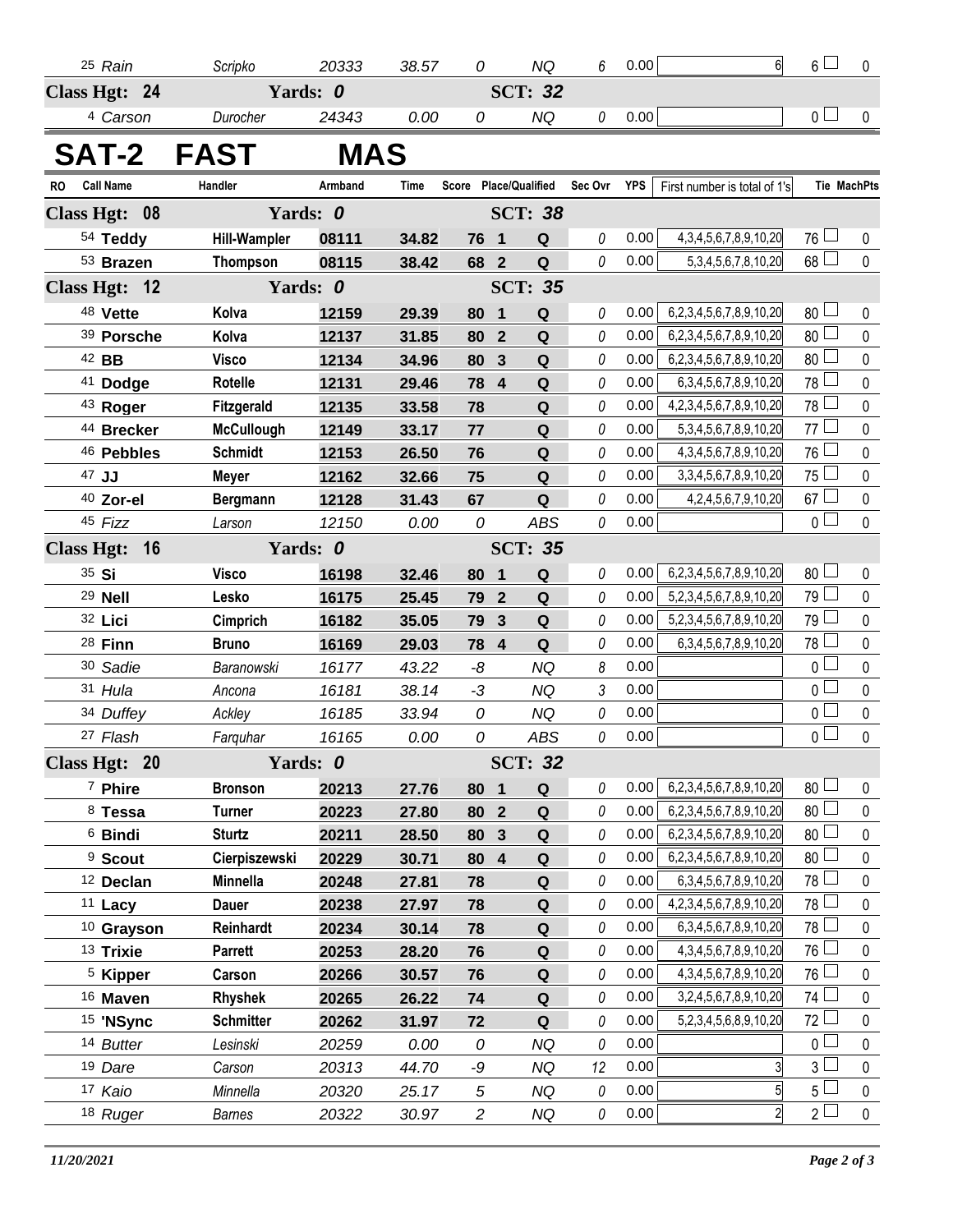| | | | | | | | | | | | |
|---|---|---|---|---|---|---|---|---|---|---|---|
| 25 *Rain* | *Scripko* | *20333* | *38.57* | *0* | | *NQ* | *6* | 0.00 | 6 | 6 | 0 |
| **Class Hgt: 24** | **Yards: *0*** | | | | | **SCT: *32*** | | | | | |
| 4 *Carson* | *Durocher* | *24343* | *0.00* | *0* | | *NQ* | *0* | 0.00 | | 0 | 0 |

# SAT-2 FAST MAS

| RO Call Name | Handler | Armband | Time | Score | Place | Qualified | Sec Ovr | YPS | First number is total of 1's | Tie | MachPts |
|---|---|---|---|---|---|---|---|---|---|---|---|
| **Class Hgt: 08** | **Yards: *0*** | | | | | **SCT: *38*** | | | | | |
| 54 **Teddy** | **Hill-Wampler** | **08111** | **34.82** | **76** | **1** | **Q** | *0* | 0.00 | 4,3,4,5,6,7,8,9,10,20 | 76 | 0 |
| 53 **Brazen** | **Thompson** | **08115** | **38.42** | **68** | **2** | **Q** | *0* | 0.00 | 5,3,4,5,6,7,8,10,20 | 68 | 0 |
| **Class Hgt: 12** | **Yards: *0*** | | | | | **SCT: *35*** | | | | | |
| 48 **Vette** | **Kolva** | **12159** | **29.39** | **80** | **1** | **Q** | *0* | 0.00 | 6,2,3,4,5,6,7,8,9,10,20 | 80 | 0 |
| 39 **Porsche** | **Kolva** | **12137** | **31.85** | **80** | **2** | **Q** | *0* | 0.00 | 6,2,3,4,5,6,7,8,9,10,20 | 80 | 0 |
| 42 **BB** | **Visco** | **12134** | **34.96** | **80** | **3** | **Q** | *0* | 0.00 | 6,2,3,4,5,6,7,8,9,10,20 | 80 | 0 |
| 41 **Dodge** | **Rotelle** | **12131** | **29.46** | **78** | **4** | **Q** | *0* | 0.00 | 6,3,4,5,6,7,8,9,10,20 | 78 | 0 |
| 43 **Roger** | **Fitzgerald** | **12135** | **33.58** | **78** | | **Q** | *0* | 0.00 | 4,2,3,4,5,6,7,8,9,10,20 | 78 | 0 |
| 44 **Brecker** | **McCullough** | **12149** | **33.17** | **77** | | **Q** | *0* | 0.00 | 5,3,4,5,6,7,8,9,10,20 | 77 | 0 |
| 46 **Pebbles** | **Schmidt** | **12153** | **26.50** | **76** | | **Q** | *0* | 0.00 | 4,3,4,5,6,7,8,9,10,20 | 76 | 0 |
| 47 **JJ** | **Meyer** | **12162** | **32.66** | **75** | | **Q** | *0* | 0.00 | 3,3,4,5,6,7,8,9,10,20 | 75 | 0 |
| 40 **Zor-el** | **Bergmann** | **12128** | **31.43** | **67** | | **Q** | *0* | 0.00 | 4,2,4,5,6,7,9,10,20 | 67 | 0 |
| 45 *Fizz* | *Larson* | *12150* | *0.00* | *0* | | *ABS* | *0* | 0.00 | | 0 | 0 |
| **Class Hgt: 16** | **Yards: *0*** | | | | | **SCT: *35*** | | | | | |
| 35 **Si** | **Visco** | **16198** | **32.46** | **80** | **1** | **Q** | *0* | 0.00 | 6,2,3,4,5,6,7,8,9,10,20 | 80 | 0 |
| 29 **Nell** | **Lesko** | **16175** | **25.45** | **79** | **2** | **Q** | *0* | 0.00 | 5,2,3,4,5,6,7,8,9,10,20 | 79 | 0 |
| 32 **Lici** | **Cimprich** | **16182** | **35.05** | **79** | **3** | **Q** | *0* | 0.00 | 5,2,3,4,5,6,7,8,9,10,20 | 79 | 0 |
| 28 **Finn** | **Bruno** | **16169** | **29.03** | **78** | **4** | **Q** | *0* | 0.00 | 6,3,4,5,6,7,8,9,10,20 | 78 | 0 |
| 30 *Sadie* | *Baranowski* | *16177* | *43.22* | *-8* | | *NQ* | *8* | 0.00 | | 0 | 0 |
| 31 *Hula* | *Ancona* | *16181* | *38.14* | *-3* | | *NQ* | *3* | 0.00 | | 0 | 0 |
| 34 *Duffey* | *Ackley* | *16185* | *33.94* | *0* | | *NQ* | *0* | 0.00 | | 0 | 0 |
| 27 *Flash* | *Farquhar* | *16165* | *0.00* | *0* | | *ABS* | *0* | 0.00 | | 0 | 0 |
| **Class Hgt: 20** | **Yards: *0*** | | | | | **SCT: *32*** | | | | | |
| 7 **Phire** | **Bronson** | **20213** | **27.76** | **80** | **1** | **Q** | *0* | 0.00 | 6,2,3,4,5,6,7,8,9,10,20 | 80 | 0 |
| 8 **Tessa** | **Turner** | **20223** | **27.80** | **80** | **2** | **Q** | *0* | 0.00 | 6,2,3,4,5,6,7,8,9,10,20 | 80 | 0 |
| 6 **Bindi** | **Sturtz** | **20211** | **28.50** | **80** | **3** | **Q** | *0* | 0.00 | 6,2,3,4,5,6,7,8,9,10,20 | 80 | 0 |
| 9 **Scout** | **Cierpiszewski** | **20229** | **30.71** | **80** | **4** | **Q** | *0* | 0.00 | 6,2,3,4,5,6,7,8,9,10,20 | 80 | 0 |
| 12 **Declan** | **Minnella** | **20248** | **27.81** | **78** | | **Q** | *0* | 0.00 | 6,3,4,5,6,7,8,9,10,20 | 78 | 0 |
| 11 **Lacy** | **Dauer** | **20238** | **27.97** | **78** | | **Q** | *0* | 0.00 | 4,2,3,4,5,6,7,8,9,10,20 | 78 | 0 |
| 10 **Grayson** | **Reinhardt** | **20234** | **30.14** | **78** | | **Q** | *0* | 0.00 | 6,3,4,5,6,7,8,9,10,20 | 78 | 0 |
| 13 **Trixie** | **Parrett** | **20253** | **28.20** | **76** | | **Q** | *0* | 0.00 | 4,3,4,5,6,7,8,9,10,20 | 76 | 0 |
| 5 **Kipper** | **Carson** | **20266** | **30.57** | **76** | | **Q** | *0* | 0.00 | 4,3,4,5,6,7,8,9,10,20 | 76 | 0 |
| 16 **Maven** | **Rhyshek** | **20265** | **26.22** | **74** | | **Q** | *0* | 0.00 | 3,2,4,5,6,7,8,9,10,20 | 74 | 0 |
| 15 **'NSync** | **Schmitter** | **20262** | **31.97** | **72** | | **Q** | *0* | 0.00 | 5,2,3,4,5,6,8,9,10,20 | 72 | 0 |
| 14 *Butter* | *Lesinski* | *20259* | *0.00* | *0* | | *NQ* | *0* | 0.00 | | 0 | 0 |
| 19 *Dare* | *Carson* | *20313* | *44.70* | *-9* | | *NQ* | *12* | 0.00 | 3 | 3 | 0 |
| 17 *Kaio* | *Minnella* | *20320* | *25.17* | *5* | | *NQ* | *0* | 0.00 | 5 | 5 | 0 |
| 18 *Ruger* | *Barnes* | *20322* | *30.97* | *2* | | *NQ* | *0* | 0.00 | 2 | 2 | 0 |

*11/20/2021*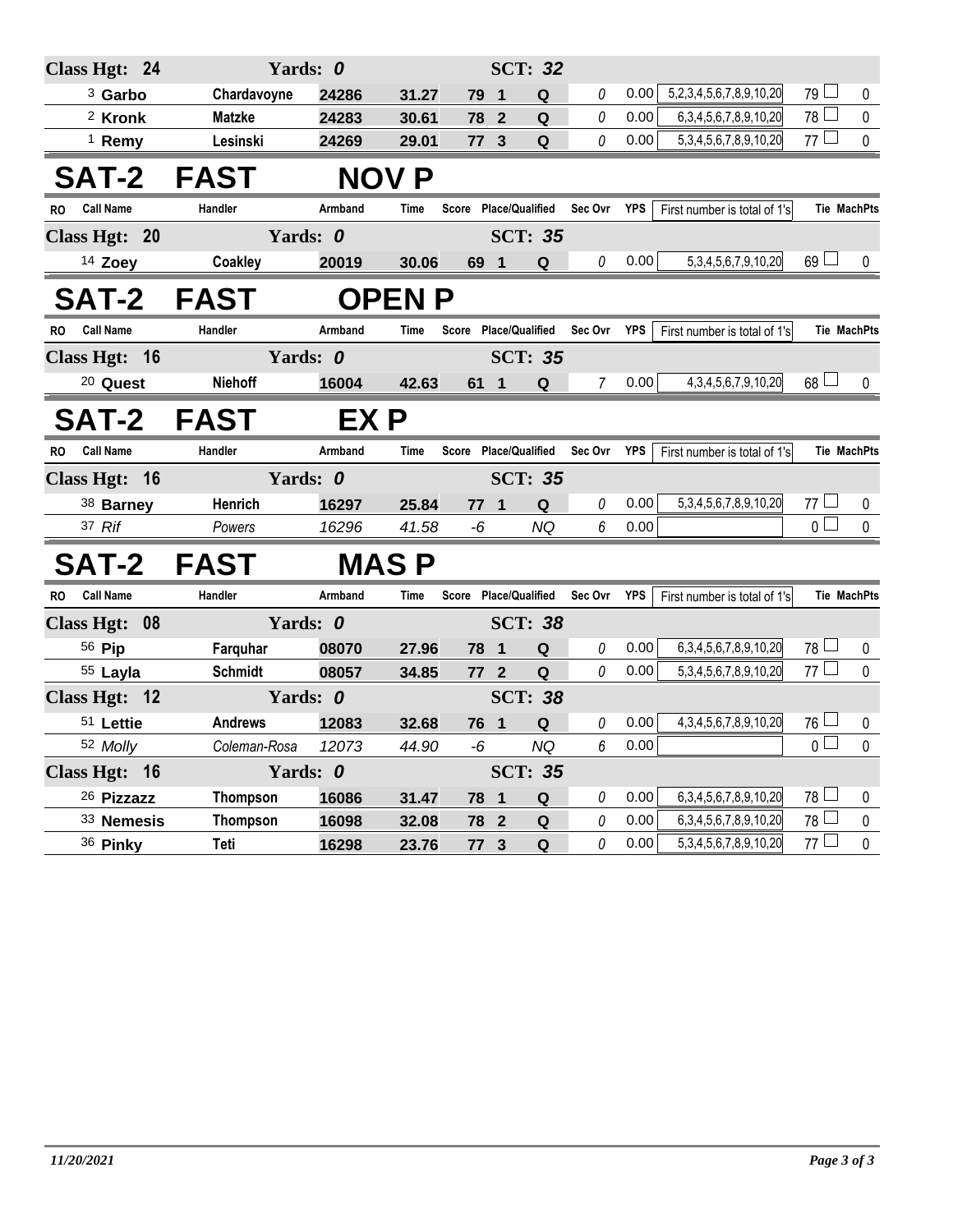| RO | Call Name | Handler | Armband | Time | Score | Place/Qualified | | Sec Ovr | YPS | First number is total of 1's | Tie | MachPts |
|---|---|---|---|---|---|---|---|---|---|---|---|---|
| **Class Hgt: 24** | | **Yards: 0** | | | | **SCT: 32** | | | | | | |
| 3 | **Garbo** | Chardavoyne | **24286** | **31.27** | **79** | **1** | **Q** | 0 | 0.00 | 5,2,3,4,5,6,7,8,9,10,20 | 79 | 0 |
| 2 | **Kronk** | Matzke | **24283** | **30.61** | **78** | **2** | **Q** | 0 | 0.00 | 6,3,4,5,6,7,8,9,10,20 | 78 | 0 |
| 1 | **Remy** | Lesinski | **24269** | **29.01** | **77** | **3** | **Q** | 0 | 0.00 | 5,3,4,5,6,7,8,9,10,20 | 77 | 0 |

# SAT-2 FAST NOV P

| RO | Call Name | Handler | Armband | Time | Score | Place/Qualified | | Sec Ovr | YPS | First number is total of 1's | Tie | MachPts |
|---|---|---|---|---|---|---|---|---|---|---|---|---|
| **Class Hgt: 20** | | **Yards: 0** | | | | **SCT: 35** | | | | | | |
| 14 | **Zoey** | Coakley | **20019** | **30.06** | **69** | **1** | **Q** | 0 | 0.00 | 5,3,4,5,6,7,9,10,20 | 69 | 0 |

# SAT-2 FAST OPEN P

| RO | Call Name | Handler | Armband | Time | Score | Place/Qualified | | Sec Ovr | YPS | First number is total of 1's | Tie | MachPts |
|---|---|---|---|---|---|---|---|---|---|---|---|---|
| **Class Hgt: 16** | | **Yards: 0** | | | | **SCT: 35** | | | | | | |
| 20 | **Quest** | Niehoff | **16004** | **42.63** | **61** | **1** | **Q** | 7 | 0.00 | 4,3,4,5,6,7,9,10,20 | 68 | 0 |

# SAT-2 FAST EX P

| RO | Call Name | Handler | Armband | Time | Score | Place/Qualified | | Sec Ovr | YPS | First number is total of 1's | Tie | MachPts |
|---|---|---|---|---|---|---|---|---|---|---|---|---|
| **Class Hgt: 16** | | **Yards: 0** | | | | **SCT: 35** | | | | | | |
| 38 | **Barney** | Henrich | **16297** | **25.84** | **77** | **1** | **Q** | 0 | 0.00 | 5,3,4,5,6,7,8,9,10,20 | 77 | 0 |
| 37 | *Rif* | *Powers* | *16296* | *41.58* | *-6* | | *NQ* | 6 | 0.00 | | 0 | 0 |

# SAT-2 FAST MAS P

| RO | Call Name | Handler | Armband | Time | Score | Place/Qualified | | Sec Ovr | YPS | First number is total of 1's | Tie | MachPts |
|---|---|---|---|---|---|---|---|---|---|---|---|---|
| **Class Hgt: 08** | | **Yards: 0** | | | | **SCT: 38** | | | | | | |
| 56 | **Pip** | Farquhar | **08070** | **27.96** | **78** | **1** | **Q** | 0 | 0.00 | 6,3,4,5,6,7,8,9,10,20 | 78 | 0 |
| 55 | **Layla** | Schmidt | **08057** | **34.85** | **77** | **2** | **Q** | 0 | 0.00 | 5,3,4,5,6,7,8,9,10,20 | 77 | 0 |
| **Class Hgt: 12** | | **Yards: 0** | | | | **SCT: 38** | | | | | | |
| 51 | **Lettie** | Andrews | **12083** | **32.68** | **76** | **1** | **Q** | 0 | 0.00 | 4,3,4,5,6,7,8,9,10,20 | 76 | 0 |
| 52 | *Molly* | *Coleman-Rosa* | *12073* | *44.90* | *-6* | | *NQ* | 6 | 0.00 | | 0 | 0 |
| **Class Hgt: 16** | | **Yards: 0** | | | | **SCT: 35** | | | | | | |
| 26 | **Pizzazz** | Thompson | **16086** | **31.47** | **78** | **1** | **Q** | 0 | 0.00 | 6,3,4,5,6,7,8,9,10,20 | 78 | 0 |
| 33 | **Nemesis** | Thompson | **16098** | **32.08** | **78** | **2** | **Q** | 0 | 0.00 | 6,3,4,5,6,7,8,9,10,20 | 78 | 0 |
| 36 | **Pinky** | Teti | **16298** | **23.76** | **77** | **3** | **Q** | 0 | 0.00 | 5,3,4,5,6,7,8,9,10,20 | 77 | 0 |

*11/20/2021*